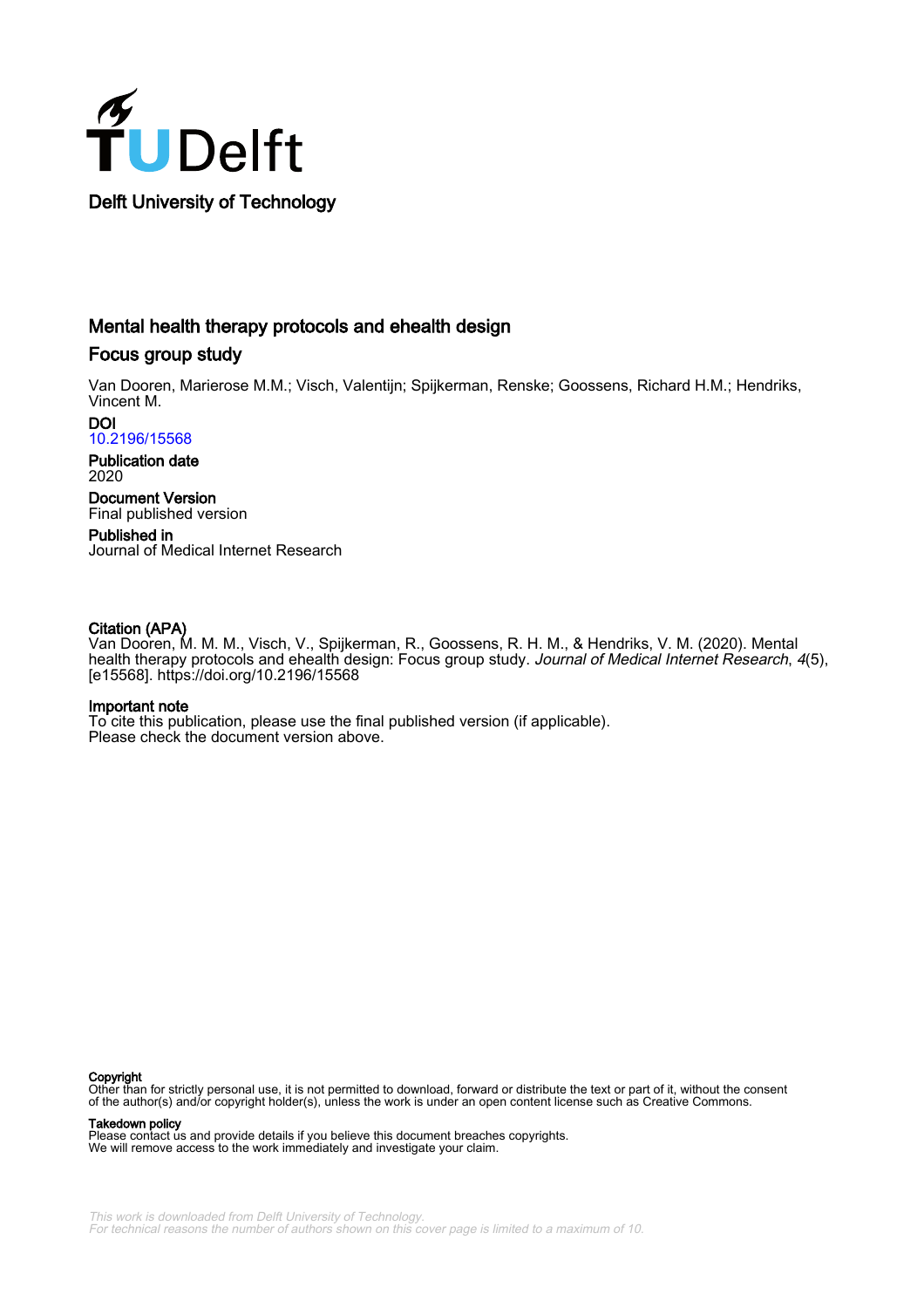Delft University of Technology

# Mental health therapy protocols and ehealth design

## Focus group study

Van Dooren, Marierose M.M.; Visch, Valentijn; Spijkerman, Renske; Goossens, Richard H.M.; Hendriks, Vincent M.

**DOI**
10.2196/15568

**Publication date**
2020

**Document Version**
Final published version

**Published in**
Journal of Medical Internet Research

**Citation (APA)**
Van Dooren, M. M. M., Visch, V., Spijkerman, R., Goossens, R. H. M., & Hendriks, V. M. (2020). Mental health therapy protocols and ehealth design: Focus group study. *Journal of Medical Internet Research*, *4*(5), [e15568]. https://doi.org/10.2196/15568

**Important note**
To cite this publication, please use the final published version (if applicable).
Please check the document version above.

**Copyright**
Other than for strictly personal use, it is not permitted to download, forward or distribute the text or part of it, without the consent of the author(s) and/or copyright holder(s), unless the work is under an open content license such as Creative Commons.

**Takedown policy**
Please contact us and provide details if you believe this document breaches copyrights.
We will remove access to the work immediately and investigate your claim.

*This work is downloaded from Delft University of Technology.*
*For technical reasons the number of authors shown on this cover page is limited to a maximum of 10.*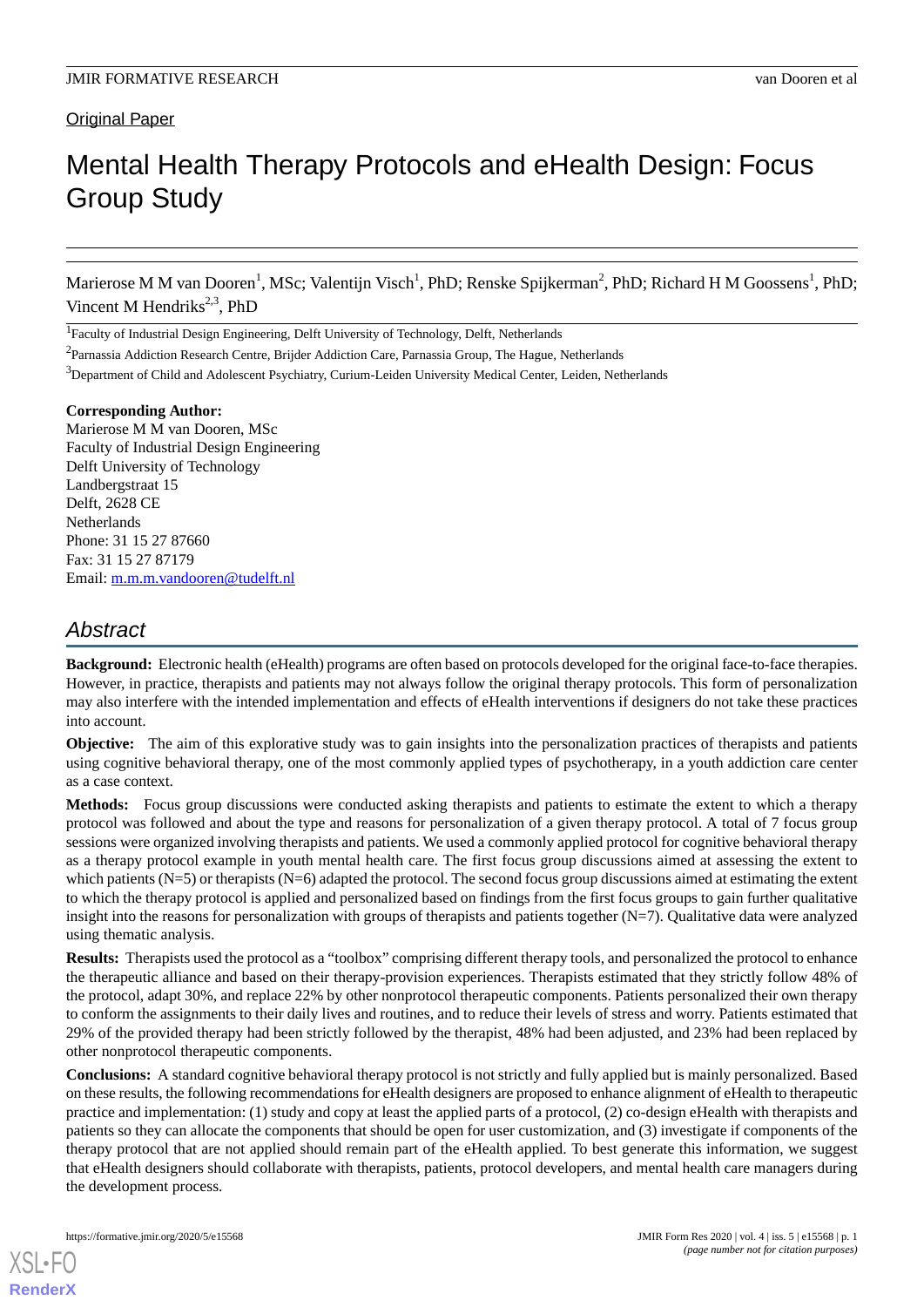Original Paper

# Mental Health Therapy Protocols and eHealth Design: Focus Group Study

Marierose M M van Dooren[1], MSc; Valentijn Visch[1], PhD; Renske Spijkerman[2], PhD; Richard H M Goossens[1], PhD; Vincent M Hendriks[2,3], PhD

[1]Faculty of Industrial Design Engineering, Delft University of Technology, Delft, Netherlands

[2]Parnassia Addiction Research Centre, Brijder Addiction Care, Parnassia Group, The Hague, Netherlands

[3]Department of Child and Adolescent Psychiatry, Curium-Leiden University Medical Center, Leiden, Netherlands

**Corresponding Author:**
Marierose M M van Dooren, MSc
Faculty of Industrial Design Engineering
Delft University of Technology
Landbergstraat 15
Delft, 2628 CE
Netherlands
Phone: 31 15 27 87660
Fax: 31 15 27 87179
Email: m.m.m.vandooren@tudelft.nl

## Abstract

**Background:** Electronic health (eHealth) programs are often based on protocols developed for the original face-to-face therapies. However, in practice, therapists and patients may not always follow the original therapy protocols. This form of personalization may also interfere with the intended implementation and effects of eHealth interventions if designers do not take these practices into account.

**Objective:** The aim of this explorative study was to gain insights into the personalization practices of therapists and patients using cognitive behavioral therapy, one of the most commonly applied types of psychotherapy, in a youth addiction care center as a case context.

**Methods:** Focus group discussions were conducted asking therapists and patients to estimate the extent to which a therapy protocol was followed and about the type and reasons for personalization of a given therapy protocol. A total of 7 focus group sessions were organized involving therapists and patients. We used a commonly applied protocol for cognitive behavioral therapy as a therapy protocol example in youth mental health care. The first focus group discussions aimed at assessing the extent to which patients (N=5) or therapists (N=6) adapted the protocol. The second focus group discussions aimed at estimating the extent to which the therapy protocol is applied and personalized based on findings from the first focus groups to gain further qualitative insight into the reasons for personalization with groups of therapists and patients together (N=7). Qualitative data were analyzed using thematic analysis.

**Results:** Therapists used the protocol as a "toolbox" comprising different therapy tools, and personalized the protocol to enhance the therapeutic alliance and based on their therapy-provision experiences. Therapists estimated that they strictly follow 48% of the protocol, adapt 30%, and replace 22% by other nonprotocol therapeutic components. Patients personalized their own therapy to conform the assignments to their daily lives and routines, and to reduce their levels of stress and worry. Patients estimated that 29% of the provided therapy had been strictly followed by the therapist, 48% had been adjusted, and 23% had been replaced by other nonprotocol therapeutic components.

**Conclusions:** A standard cognitive behavioral therapy protocol is not strictly and fully applied but is mainly personalized. Based on these results, the following recommendations for eHealth designers are proposed to enhance alignment of eHealth to therapeutic practice and implementation: (1) study and copy at least the applied parts of a protocol, (2) co-design eHealth with therapists and patients so they can allocate the components that should be open for user customization, and (3) investigate if components of the therapy protocol that are not applied should remain part of the eHealth applied. To best generate this information, we suggest that eHealth designers should collaborate with therapists, patients, protocol developers, and mental health care managers during the development process.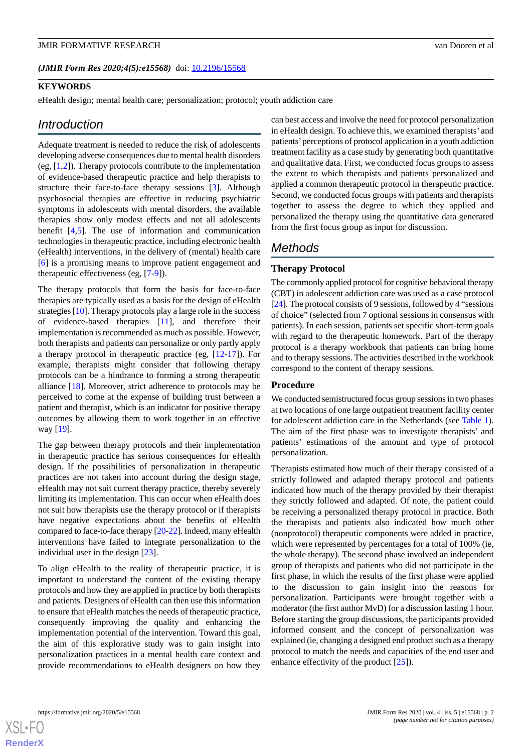*(JMIR Form Res 2020;4(5):e15568)* doi: 10.2196/15568

**KEYWORDS**

eHealth design; mental health care; personalization; protocol; youth addiction care

## Introduction

Adequate treatment is needed to reduce the risk of adolescents developing adverse consequences due to mental health disorders (eg, [1,2]). Therapy protocols contribute to the implementation of evidence-based therapeutic practice and help therapists to structure their face-to-face therapy sessions [3]. Although psychosocial therapies are effective in reducing psychiatric symptoms in adolescents with mental disorders, the available therapies show only modest effects and not all adolescents benefit [4,5]. The use of information and communication technologies in therapeutic practice, including electronic health (eHealth) interventions, in the delivery of (mental) health care [6] is a promising means to improve patient engagement and therapeutic effectiveness (eg, [7-9]).

The therapy protocols that form the basis for face-to-face therapies are typically used as a basis for the design of eHealth strategies [10]. Therapy protocols play a large role in the success of evidence-based therapies [11], and therefore their implementation is recommended as much as possible. However, both therapists and patients can personalize or only partly apply a therapy protocol in therapeutic practice (eg, [12-17]). For example, therapists might consider that following therapy protocols can be a hindrance to forming a strong therapeutic alliance [18]. Moreover, strict adherence to protocols may be perceived to come at the expense of building trust between a patient and therapist, which is an indicator for positive therapy outcomes by allowing them to work together in an effective way [19].

The gap between therapy protocols and their implementation in therapeutic practice has serious consequences for eHealth design. If the possibilities of personalization in therapeutic practices are not taken into account during the design stage, eHealth may not suit current therapy practice, thereby severely limiting its implementation. This can occur when eHealth does not suit how therapists use the therapy protocol or if therapists have negative expectations about the benefits of eHealth compared to face-to-face therapy [20-22]. Indeed, many eHealth interventions have failed to integrate personalization to the individual user in the design [23].

To align eHealth to the reality of therapeutic practice, it is important to understand the content of the existing therapy protocols and how they are applied in practice by both therapists and patients. Designers of eHealth can then use this information to ensure that eHealth matches the needs of therapeutic practice, consequently improving the quality and enhancing the implementation potential of the intervention. Toward this goal, the aim of this explorative study was to gain insight into personalization practices in a mental health care context and provide recommendations to eHealth designers on how they can best access and involve the need for protocol personalization in eHealth design. To achieve this, we examined therapists' and patients' perceptions of protocol application in a youth addiction treatment facility as a case study by generating both quantitative and qualitative data. First, we conducted focus groups to assess the extent to which therapists and patients personalized and applied a common therapeutic protocol in therapeutic practice. Second, we conducted focus groups with patients and therapists together to assess the degree to which they applied and personalized the therapy using the quantitative data generated from the first focus group as input for discussion.

## Methods

### Therapy Protocol

The commonly applied protocol for cognitive behavioral therapy (CBT) in adolescent addiction care was used as a case protocol [24]. The protocol consists of 9 sessions, followed by 4 "sessions of choice" (selected from 7 optional sessions in consensus with patients). In each session, patients set specific short-term goals with regard to the therapeutic homework. Part of the therapy protocol is a therapy workbook that patients can bring home and to therapy sessions. The activities described in the workbook correspond to the content of therapy sessions.

### Procedure

We conducted semistructured focus group sessions in two phases at two locations of one large outpatient treatment facility center for adolescent addiction care in the Netherlands (see Table 1). The aim of the first phase was to investigate therapists' and patients' estimations of the amount and type of protocol personalization.

Therapists estimated how much of their therapy consisted of a strictly followed and adapted therapy protocol and patients indicated how much of the therapy provided by their therapist they strictly followed and adapted. Of note, the patient could be receiving a personalized therapy protocol in practice. Both the therapists and patients also indicated how much other (nonprotocol) therapeutic components were added in practice, which were represented by percentages for a total of 100% (ie, the whole therapy). The second phase involved an independent group of therapists and patients who did not participate in the first phase, in which the results of the first phase were applied to the discussion to gain insight into the reasons for personalization. Participants were brought together with a moderator (the first author MvD) for a discussion lasting 1 hour. Before starting the group discussions, the participants provided informed consent and the concept of personalization was explained (ie, changing a designed end product such as a therapy protocol to match the needs and capacities of the end user and enhance effectivity of the product [25]).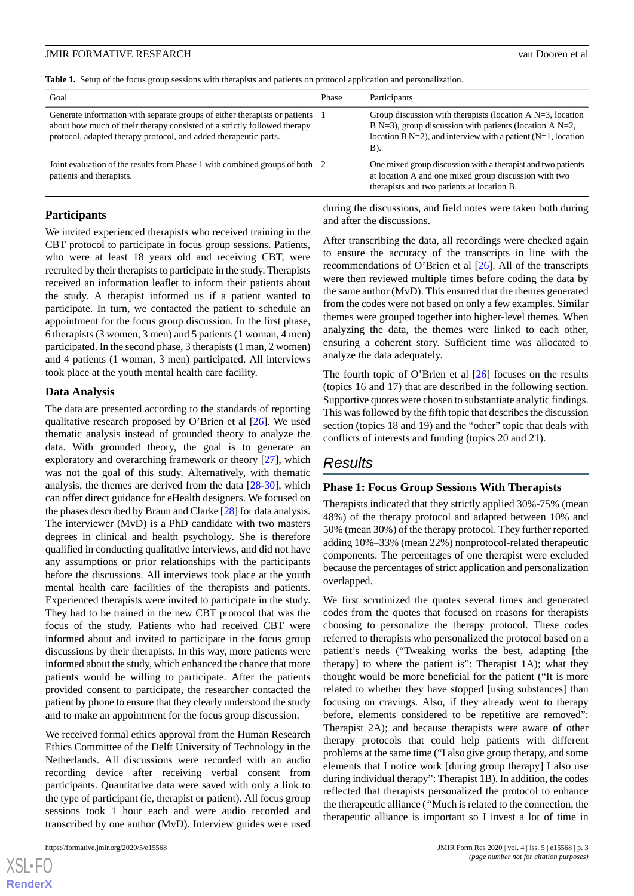**Table 1.** Setup of the focus group sessions with therapists and patients on protocol application and personalization.

| Goal | Phase | Participants |
| --- | --- | --- |
| Generate information with separate groups of either therapists or patients about how much of their therapy consisted of a strictly followed therapy protocol, adapted therapy protocol, and added therapeutic parts. | 1 | Group discussion with therapists (location A N=3, location B N=3), group discussion with patients (location A N=2, location B N=2), and interview with a patient (N=1, location B). |
| Joint evaluation of the results from Phase 1 with combined groups of both patients and therapists. | 2 | One mixed group discussion with a therapist and two patients at location A and one mixed group discussion with two therapists and two patients at location B. |

### Participants

We invited experienced therapists who received training in the CBT protocol to participate in focus group sessions. Patients, who were at least 18 years old and receiving CBT, were recruited by their therapists to participate in the study. Therapists received an information leaflet to inform their patients about the study. A therapist informed us if a patient wanted to participate. In turn, we contacted the patient to schedule an appointment for the focus group discussion. In the first phase, 6 therapists (3 women, 3 men) and 5 patients (1 woman, 4 men) participated. In the second phase, 3 therapists (1 man, 2 women) and 4 patients (1 woman, 3 men) participated. All interviews took place at the youth mental health care facility.

### Data Analysis

The data are presented according to the standards of reporting qualitative research proposed by O'Brien et al [26]. We used thematic analysis instead of grounded theory to analyze the data. With grounded theory, the goal is to generate an exploratory and overarching framework or theory [27], which was not the goal of this study. Alternatively, with thematic analysis, the themes are derived from the data [28-30], which can offer direct guidance for eHealth designers. We focused on the phases described by Braun and Clarke [28] for data analysis. The interviewer (MvD) is a PhD candidate with two masters degrees in clinical and health psychology. She is therefore qualified in conducting qualitative interviews, and did not have any assumptions or prior relationships with the participants before the discussions. All interviews took place at the youth mental health care facilities of the therapists and patients. Experienced therapists were invited to participate in the study. They had to be trained in the new CBT protocol that was the focus of the study. Patients who had received CBT were informed about and invited to participate in the focus group discussions by their therapists. In this way, more patients were informed about the study, which enhanced the chance that more patients would be willing to participate. After the patients provided consent to participate, the researcher contacted the patient by phone to ensure that they clearly understood the study and to make an appointment for the focus group discussion.

We received formal ethics approval from the Human Research Ethics Committee of the Delft University of Technology in the Netherlands. All discussions were recorded with an audio recording device after receiving verbal consent from participants. Quantitative data were saved with only a link to the type of participant (ie, therapist or patient). All focus group sessions took 1 hour each and were audio recorded and transcribed by one author (MvD). Interview guides were used during the discussions, and field notes were taken both during and after the discussions.

After transcribing the data, all recordings were checked again to ensure the accuracy of the transcripts in line with the recommendations of O'Brien et al [26]. All of the transcripts were then reviewed multiple times before coding the data by the same author (MvD). This ensured that the themes generated from the codes were not based on only a few examples. Similar themes were grouped together into higher-level themes. When analyzing the data, the themes were linked to each other, ensuring a coherent story. Sufficient time was allocated to analyze the data adequately.

The fourth topic of O'Brien et al [26] focuses on the results (topics 16 and 17) that are described in the following section. Supportive quotes were chosen to substantiate analytic findings. This was followed by the fifth topic that describes the discussion section (topics 18 and 19) and the "other" topic that deals with conflicts of interests and funding (topics 20 and 21).

## Results

### Phase 1: Focus Group Sessions With Therapists

Therapists indicated that they strictly applied 30%-75% (mean 48%) of the therapy protocol and adapted between 10% and 50% (mean 30%) of the therapy protocol. They further reported adding 10%–33% (mean 22%) nonprotocol-related therapeutic components. The percentages of one therapist were excluded because the percentages of strict application and personalization overlapped.

We first scrutinized the quotes several times and generated codes from the quotes that focused on reasons for therapists choosing to personalize the therapy protocol. These codes referred to therapists who personalized the protocol based on a patient's needs ("Tweaking works the best, adapting [the therapy] to where the patient is": Therapist 1A); what they thought would be more beneficial for the patient ("It is more related to whether they have stopped [using substances] than focusing on cravings. Also, if they already went to therapy before, elements considered to be repetitive are removed": Therapist 2A); and because therapists were aware of other therapy protocols that could help patients with different problems at the same time ("I also give group therapy, and some elements that I notice work [during group therapy] I also use during individual therapy": Therapist 1B). In addition, the codes reflected that therapists personalized the protocol to enhance the therapeutic alliance ("Much is related to the connection, the therapeutic alliance is important so I invest a lot of time in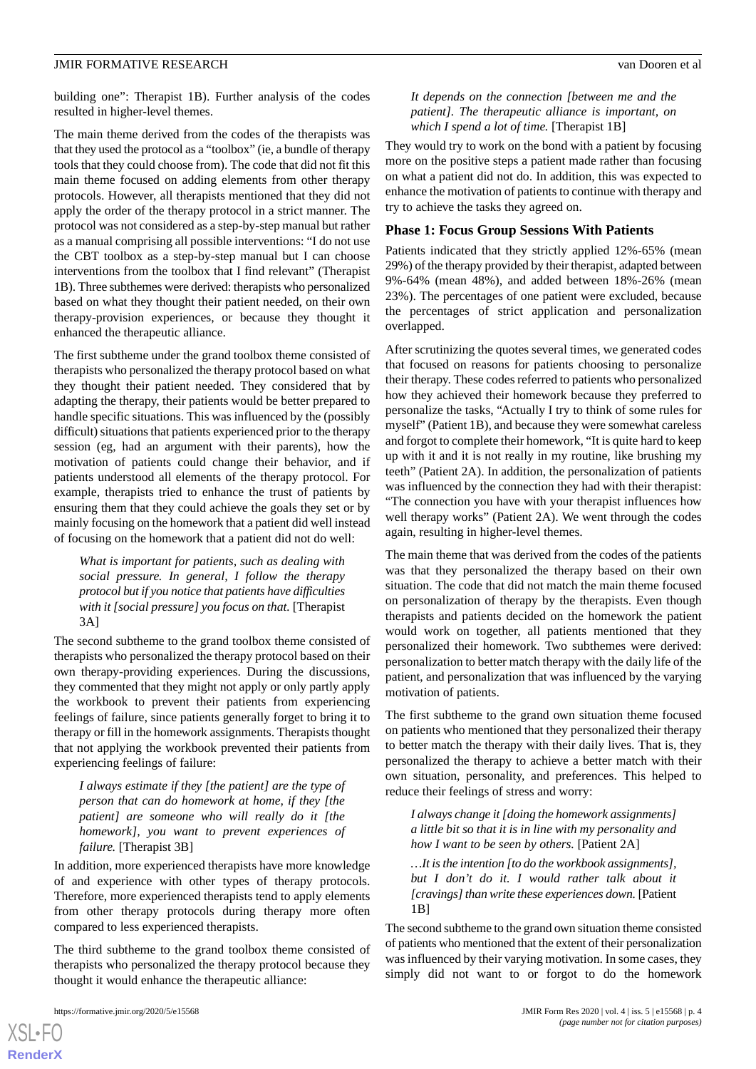building one": Therapist 1B). Further analysis of the codes resulted in higher-level themes.

The main theme derived from the codes of the therapists was that they used the protocol as a "toolbox" (ie, a bundle of therapy tools that they could choose from). The code that did not fit this main theme focused on adding elements from other therapy protocols. However, all therapists mentioned that they did not apply the order of the therapy protocol in a strict manner. The protocol was not considered as a step-by-step manual but rather as a manual comprising all possible interventions: "I do not use the CBT toolbox as a step-by-step manual but I can choose interventions from the toolbox that I find relevant" (Therapist 1B). Three subthemes were derived: therapists who personalized based on what they thought their patient needed, on their own therapy-provision experiences, or because they thought it enhanced the therapeutic alliance.

The first subtheme under the grand toolbox theme consisted of therapists who personalized the therapy protocol based on what they thought their patient needed. They considered that by adapting the therapy, their patients would be better prepared to handle specific situations. This was influenced by the (possibly difficult) situations that patients experienced prior to the therapy session (eg, had an argument with their parents), how the motivation of patients could change their behavior, and if patients understood all elements of the therapy protocol. For example, therapists tried to enhance the trust of patients by ensuring them that they could achieve the goals they set or by mainly focusing on the homework that a patient did well instead of focusing on the homework that a patient did not do well:

> *What is important for patients, such as dealing with social pressure. In general, I follow the therapy protocol but if you notice that patients have difficulties with it [social pressure] you focus on that.* [Therapist 3A]

The second subtheme to the grand toolbox theme consisted of therapists who personalized the therapy protocol based on their own therapy-providing experiences. During the discussions, they commented that they might not apply or only partly apply the workbook to prevent their patients from experiencing feelings of failure, since patients generally forget to bring it to therapy or fill in the homework assignments. Therapists thought that not applying the workbook prevented their patients from experiencing feelings of failure:

> *I always estimate if they [the patient] are the type of person that can do homework at home, if they [the patient] are someone who will really do it [the homework], you want to prevent experiences of failure.* [Therapist 3B]

In addition, more experienced therapists have more knowledge of and experience with other types of therapy protocols. Therefore, more experienced therapists tend to apply elements from other therapy protocols during therapy more often compared to less experienced therapists.

The third subtheme to the grand toolbox theme consisted of therapists who personalized the therapy protocol because they thought it would enhance the therapeutic alliance:

> *It depends on the connection [between me and the patient]. The therapeutic alliance is important, on which I spend a lot of time.* [Therapist 1B]

They would try to work on the bond with a patient by focusing more on the positive steps a patient made rather than focusing on what a patient did not do. In addition, this was expected to enhance the motivation of patients to continue with therapy and try to achieve the tasks they agreed on.

### Phase 1: Focus Group Sessions With Patients

Patients indicated that they strictly applied 12%-65% (mean 29%) of the therapy provided by their therapist, adapted between 9%-64% (mean 48%), and added between 18%-26% (mean 23%). The percentages of one patient were excluded, because the percentages of strict application and personalization overlapped.

After scrutinizing the quotes several times, we generated codes that focused on reasons for patients choosing to personalize their therapy. These codes referred to patients who personalized how they achieved their homework because they preferred to personalize the tasks, "Actually I try to think of some rules for myself" (Patient 1B), and because they were somewhat careless and forgot to complete their homework, "It is quite hard to keep up with it and it is not really in my routine, like brushing my teeth" (Patient 2A). In addition, the personalization of patients was influenced by the connection they had with their therapist: "The connection you have with your therapist influences how well therapy works" (Patient 2A). We went through the codes again, resulting in higher-level themes.

The main theme that was derived from the codes of the patients was that they personalized the therapy based on their own situation. The code that did not match the main theme focused on personalization of therapy by the therapists. Even though therapists and patients decided on the homework the patient would work on together, all patients mentioned that they personalized their homework. Two subthemes were derived: personalization to better match therapy with the daily life of the patient, and personalization that was influenced by the varying motivation of patients.

The first subtheme to the grand own situation theme focused on patients who mentioned that they personalized their therapy to better match the therapy with their daily lives. That is, they personalized the therapy to achieve a better match with their own situation, personality, and preferences. This helped to reduce their feelings of stress and worry:

> *I always change it [doing the homework assignments] a little bit so that it is in line with my personality and how I want to be seen by others.* [Patient 2A]
>
> *…It is the intention [to do the workbook assignments], but I don't do it. I would rather talk about it [cravings] than write these experiences down.* [Patient 1B]

The second subtheme to the grand own situation theme consisted of patients who mentioned that the extent of their personalization was influenced by their varying motivation. In some cases, they simply did not want to or forgot to do the homework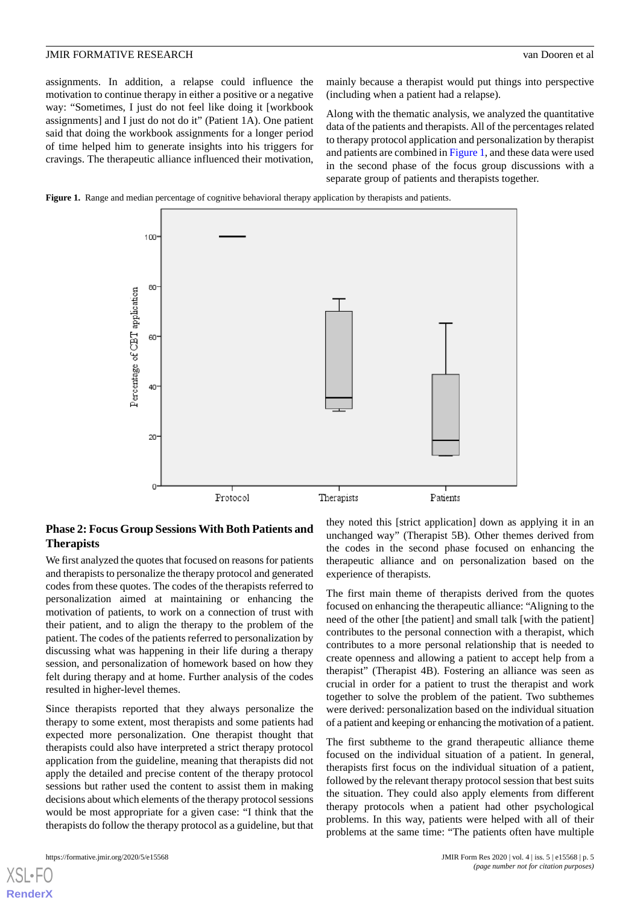assignments. In addition, a relapse could influence the motivation to continue therapy in either a positive or a negative way: "Sometimes, I just do not feel like doing it [workbook assignments] and I just do not do it" (Patient 1A). One patient said that doing the workbook assignments for a longer period of time helped him to generate insights into his triggers for cravings. The therapeutic alliance influenced their motivation, mainly because a therapist would put things into perspective (including when a patient had a relapse).

Along with the thematic analysis, we analyzed the quantitative data of the patients and therapists. All of the percentages related to therapy protocol application and personalization by therapist and patients are combined in Figure 1, and these data were used in the second phase of the focus group discussions with a separate group of patients and therapists together.

**Figure 1.** Range and median percentage of cognitive behavioral therapy application by therapists and patients.

## Phase 2: Focus Group Sessions With Both Patients and Therapists

We first analyzed the quotes that focused on reasons for patients and therapists to personalize the therapy protocol and generated codes from these quotes. The codes of the therapists referred to personalization aimed at maintaining or enhancing the motivation of patients, to work on a connection of trust with their patient, and to align the therapy to the problem of the patient. The codes of the patients referred to personalization by discussing what was happening in their life during a therapy session, and personalization of homework based on how they felt during therapy and at home. Further analysis of the codes resulted in higher-level themes.

Since therapists reported that they always personalize the therapy to some extent, most therapists and some patients had expected more personalization. One therapist thought that therapists could also have interpreted a strict therapy protocol application from the guideline, meaning that therapists did not apply the detailed and precise content of the therapy protocol sessions but rather used the content to assist them in making decisions about which elements of the therapy protocol sessions would be most appropriate for a given case: "I think that the therapists do follow the therapy protocol as a guideline, but that they noted this [strict application] down as applying it in an unchanged way" (Therapist 5B). Other themes derived from the codes in the second phase focused on enhancing the therapeutic alliance and on personalization based on the experience of therapists.

The first main theme of therapists derived from the quotes focused on enhancing the therapeutic alliance: "Aligning to the need of the other [the patient] and small talk [with the patient] contributes to the personal connection with a therapist, which contributes to a more personal relationship that is needed to create openness and allowing a patient to accept help from a therapist" (Therapist 4B). Fostering an alliance was seen as crucial in order for a patient to trust the therapist and work together to solve the problem of the patient. Two subthemes were derived: personalization based on the individual situation of a patient and keeping or enhancing the motivation of a patient.

The first subtheme to the grand therapeutic alliance theme focused on the individual situation of a patient. In general, therapists first focus on the individual situation of a patient, followed by the relevant therapy protocol session that best suits the situation. They could also apply elements from different therapy protocols when a patient had other psychological problems. In this way, patients were helped with all of their problems at the same time: "The patients often have multiple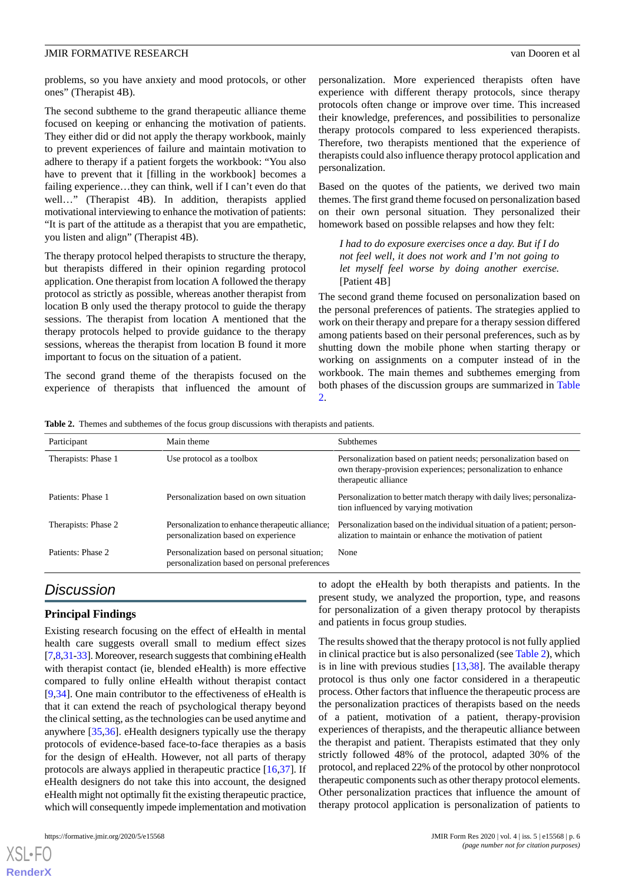problems, so you have anxiety and mood protocols, or other ones" (Therapist 4B).

The second subtheme to the grand therapeutic alliance theme focused on keeping or enhancing the motivation of patients. They either did or did not apply the therapy workbook, mainly to prevent experiences of failure and maintain motivation to adhere to therapy if a patient forgets the workbook: "You also have to prevent that it [filling in the workbook] becomes a failing experience…they can think, well if I can't even do that well…" (Therapist 4B). In addition, therapists applied motivational interviewing to enhance the motivation of patients: "It is part of the attitude as a therapist that you are empathetic, you listen and align" (Therapist 4B).

The therapy protocol helped therapists to structure the therapy, but therapists differed in their opinion regarding protocol application. One therapist from location A followed the therapy protocol as strictly as possible, whereas another therapist from location B only used the therapy protocol to guide the therapy sessions. The therapist from location A mentioned that the therapy protocols helped to provide guidance to the therapy sessions, whereas the therapist from location B found it more important to focus on the situation of a patient.

The second grand theme of the therapists focused on the experience of therapists that influenced the amount of personalization. More experienced therapists often have experience with different therapy protocols, since therapy protocols often change or improve over time. This increased their knowledge, preferences, and possibilities to personalize therapy protocols compared to less experienced therapists. Therefore, two therapists mentioned that the experience of therapists could also influence therapy protocol application and personalization.

Based on the quotes of the patients, we derived two main themes. The first grand theme focused on personalization based on their own personal situation. They personalized their homework based on possible relapses and how they felt:

> *I had to do exposure exercises once a day. But if I do not feel well, it does not work and I'm not going to let myself feel worse by doing another exercise.* [Patient 4B]

The second grand theme focused on personalization based on the personal preferences of patients. The strategies applied to work on their therapy and prepare for a therapy session differed among patients based on their personal preferences, such as by shutting down the mobile phone when starting therapy or working on assignments on a computer instead of in the workbook. The main themes and subthemes emerging from both phases of the discussion groups are summarized in Table 2.

**Table 2.** Themes and subthemes of the focus group discussions with therapists and patients.

| Participant | Main theme | Subthemes |
|---|---|---|
| Therapists: Phase 1 | Use protocol as a toolbox | Personalization based on patient needs; personalization based on own therapy-provision experiences; personalization to enhance therapeutic alliance |
| Patients: Phase 1 | Personalization based on own situation | Personalization to better match therapy with daily lives; personalization influenced by varying motivation |
| Therapists: Phase 2 | Personalization to enhance therapeutic alliance; personalization based on experience | Personalization based on the individual situation of a patient; personalization to maintain or enhance the motivation of patient |
| Patients: Phase 2 | Personalization based on personal situation; personalization based on personal preferences | None |

## Discussion

### Principal Findings

Existing research focusing on the effect of eHealth in mental health care suggests overall small to medium effect sizes [7,8,31-33]. Moreover, research suggests that combining eHealth with therapist contact (ie, blended eHealth) is more effective compared to fully online eHealth without therapist contact [9,34]. One main contributor to the effectiveness of eHealth is that it can extend the reach of psychological therapy beyond the clinical setting, as the technologies can be used anytime and anywhere [35,36]. eHealth designers typically use the therapy protocols of evidence-based face-to-face therapies as a basis for the design of eHealth. However, not all parts of therapy protocols are always applied in therapeutic practice [16,37]. If eHealth designers do not take this into account, the designed eHealth might not optimally fit the existing therapeutic practice, which will consequently impede implementation and motivation to adopt the eHealth by both therapists and patients. In the present study, we analyzed the proportion, type, and reasons for personalization of a given therapy protocol by therapists and patients in focus group studies.

The results showed that the therapy protocol is not fully applied in clinical practice but is also personalized (see Table 2), which is in line with previous studies [13,38]. The available therapy protocol is thus only one factor considered in a therapeutic process. Other factors that influence the therapeutic process are the personalization practices of therapists based on the needs of a patient, motivation of a patient, therapy-provision experiences of therapists, and the therapeutic alliance between the therapist and patient. Therapists estimated that they only strictly followed 48% of the protocol, adapted 30% of the protocol, and replaced 22% of the protocol by other nonprotocol therapeutic components such as other therapy protocol elements. Other personalization practices that influence the amount of therapy protocol application is personalization of patients to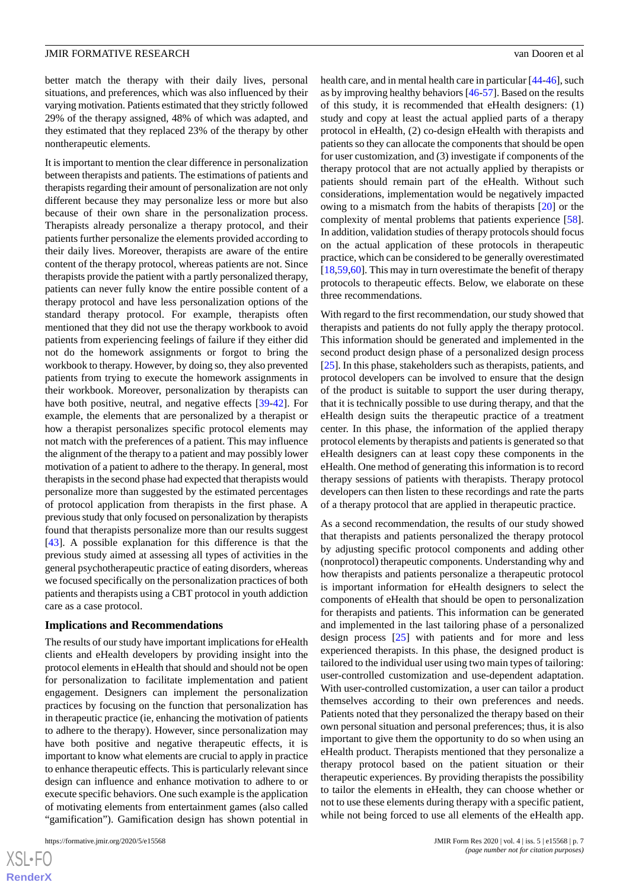better match the therapy with their daily lives, personal situations, and preferences, which was also influenced by their varying motivation. Patients estimated that they strictly followed 29% of the therapy assigned, 48% of which was adapted, and they estimated that they replaced 23% of the therapy by other nontherapeutic elements.

It is important to mention the clear difference in personalization between therapists and patients. The estimations of patients and therapists regarding their amount of personalization are not only different because they may personalize less or more but also because of their own share in the personalization process. Therapists already personalize a therapy protocol, and their patients further personalize the elements provided according to their daily lives. Moreover, therapists are aware of the entire content of the therapy protocol, whereas patients are not. Since therapists provide the patient with a partly personalized therapy, patients can never fully know the entire possible content of a therapy protocol and have less personalization options of the standard therapy protocol. For example, therapists often mentioned that they did not use the therapy workbook to avoid patients from experiencing feelings of failure if they either did not do the homework assignments or forgot to bring the workbook to therapy. However, by doing so, they also prevented patients from trying to execute the homework assignments in their workbook. Moreover, personalization by therapists can have both positive, neutral, and negative effects [39-42]. For example, the elements that are personalized by a therapist or how a therapist personalizes specific protocol elements may not match with the preferences of a patient. This may influence the alignment of the therapy to a patient and may possibly lower motivation of a patient to adhere to the therapy. In general, most therapists in the second phase had expected that therapists would personalize more than suggested by the estimated percentages of protocol application from therapists in the first phase. A previous study that only focused on personalization by therapists found that therapists personalize more than our results suggest [43]. A possible explanation for this difference is that the previous study aimed at assessing all types of activities in the general psychotherapeutic practice of eating disorders, whereas we focused specifically on the personalization practices of both patients and therapists using a CBT protocol in youth addiction care as a case protocol.

### Implications and Recommendations

The results of our study have important implications for eHealth clients and eHealth developers by providing insight into the protocol elements in eHealth that should and should not be open for personalization to facilitate implementation and patient engagement. Designers can implement the personalization practices by focusing on the function that personalization has in therapeutic practice (ie, enhancing the motivation of patients to adhere to the therapy). However, since personalization may have both positive and negative therapeutic effects, it is important to know what elements are crucial to apply in practice to enhance therapeutic effects. This is particularly relevant since design can influence and enhance motivation to adhere to or execute specific behaviors. One such example is the application of motivating elements from entertainment games (also called "gamification"). Gamification design has shown potential in health care, and in mental health care in particular [44-46], such as by improving healthy behaviors [46-57]. Based on the results of this study, it is recommended that eHealth designers: (1) study and copy at least the actual applied parts of a therapy protocol in eHealth, (2) co-design eHealth with therapists and patients so they can allocate the components that should be open for user customization, and (3) investigate if components of the therapy protocol that are not actually applied by therapists or patients should remain part of the eHealth. Without such considerations, implementation would be negatively impacted owing to a mismatch from the habits of therapists [20] or the complexity of mental problems that patients experience [58]. In addition, validation studies of therapy protocols should focus on the actual application of these protocols in therapeutic practice, which can be considered to be generally overestimated [18,59,60]. This may in turn overestimate the benefit of therapy protocols to therapeutic effects. Below, we elaborate on these three recommendations.

With regard to the first recommendation, our study showed that therapists and patients do not fully apply the therapy protocol. This information should be generated and implemented in the second product design phase of a personalized design process [25]. In this phase, stakeholders such as therapists, patients, and protocol developers can be involved to ensure that the design of the product is suitable to support the user during therapy, that it is technically possible to use during therapy, and that the eHealth design suits the therapeutic practice of a treatment center. In this phase, the information of the applied therapy protocol elements by therapists and patients is generated so that eHealth designers can at least copy these components in the eHealth. One method of generating this information is to record therapy sessions of patients with therapists. Therapy protocol developers can then listen to these recordings and rate the parts of a therapy protocol that are applied in therapeutic practice.

As a second recommendation, the results of our study showed that therapists and patients personalized the therapy protocol by adjusting specific protocol components and adding other (nonprotocol) therapeutic components. Understanding why and how therapists and patients personalize a therapeutic protocol is important information for eHealth designers to select the components of eHealth that should be open to personalization for therapists and patients. This information can be generated and implemented in the last tailoring phase of a personalized design process [25] with patients and for more and less experienced therapists. In this phase, the designed product is tailored to the individual user using two main types of tailoring: user-controlled customization and use-dependent adaptation. With user-controlled customization, a user can tailor a product themselves according to their own preferences and needs. Patients noted that they personalized the therapy based on their own personal situation and personal preferences; thus, it is also important to give them the opportunity to do so when using an eHealth product. Therapists mentioned that they personalize a therapy protocol based on the patient situation or their therapeutic experiences. By providing therapists the possibility to tailor the elements in eHealth, they can choose whether or not to use these elements during therapy with a specific patient, while not being forced to use all elements of the eHealth app.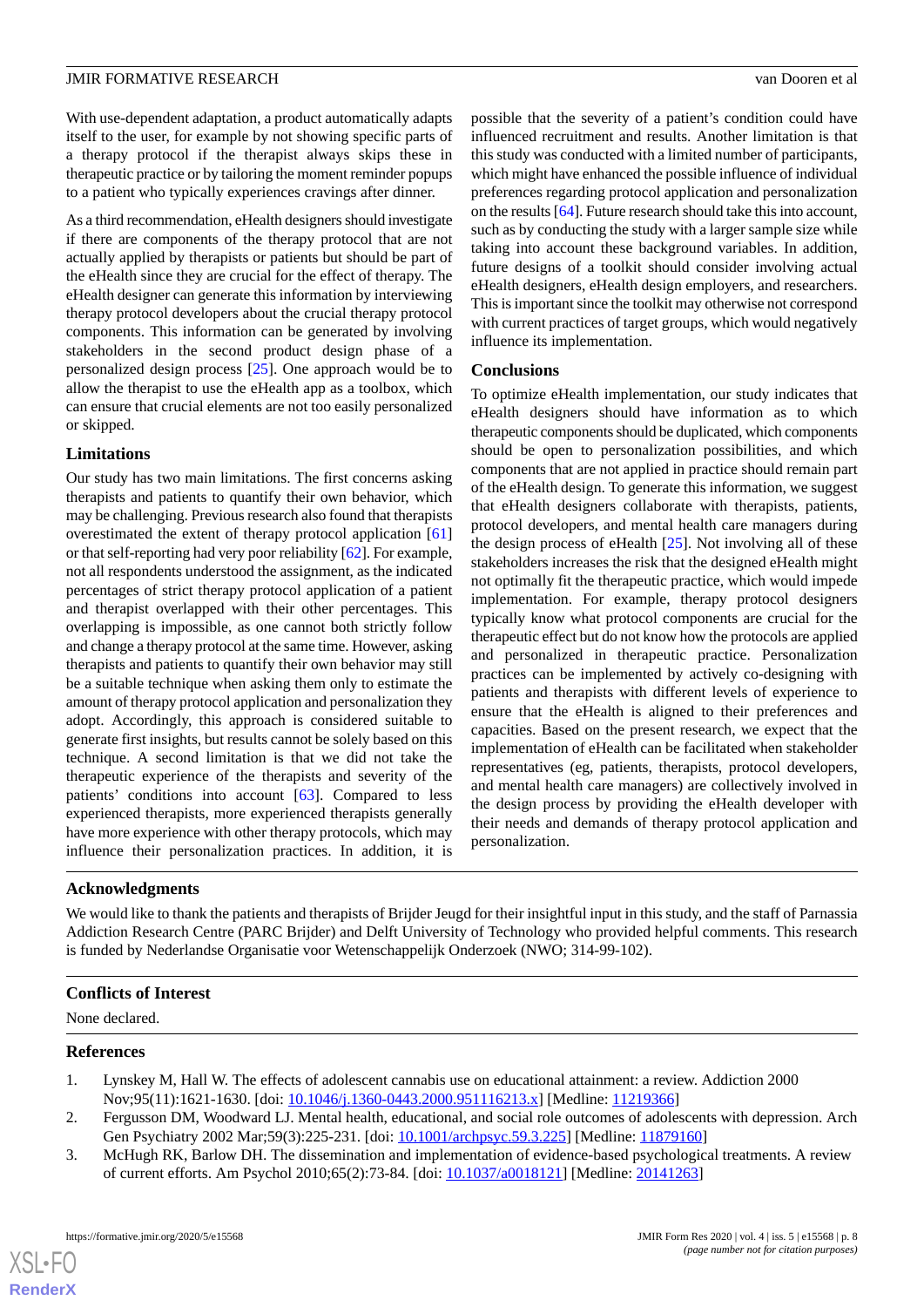With use-dependent adaptation, a product automatically adapts itself to the user, for example by not showing specific parts of a therapy protocol if the therapist always skips these in therapeutic practice or by tailoring the moment reminder popups to a patient who typically experiences cravings after dinner.

As a third recommendation, eHealth designers should investigate if there are components of the therapy protocol that are not actually applied by therapists or patients but should be part of the eHealth since they are crucial for the effect of therapy. The eHealth designer can generate this information by interviewing therapy protocol developers about the crucial therapy protocol components. This information can be generated by involving stakeholders in the second product design phase of a personalized design process [25]. One approach would be to allow the therapist to use the eHealth app as a toolbox, which can ensure that crucial elements are not too easily personalized or skipped.

## Limitations

Our study has two main limitations. The first concerns asking therapists and patients to quantify their own behavior, which may be challenging. Previous research also found that therapists overestimated the extent of therapy protocol application [61] or that self-reporting had very poor reliability [62]. For example, not all respondents understood the assignment, as the indicated percentages of strict therapy protocol application of a patient and therapist overlapped with their other percentages. This overlapping is impossible, as one cannot both strictly follow and change a therapy protocol at the same time. However, asking therapists and patients to quantify their own behavior may still be a suitable technique when asking them only to estimate the amount of therapy protocol application and personalization they adopt. Accordingly, this approach is considered suitable to generate first insights, but results cannot be solely based on this technique. A second limitation is that we did not take the therapeutic experience of the therapists and severity of the patients' conditions into account [63]. Compared to less experienced therapists, more experienced therapists generally have more experience with other therapy protocols, which may influence their personalization practices. In addition, it is possible that the severity of a patient's condition could have influenced recruitment and results. Another limitation is that this study was conducted with a limited number of participants, which might have enhanced the possible influence of individual preferences regarding protocol application and personalization on the results [64]. Future research should take this into account, such as by conducting the study with a larger sample size while taking into account these background variables. In addition, future designs of a toolkit should consider involving actual eHealth designers, eHealth design employers, and researchers. This is important since the toolkit may otherwise not correspond with current practices of target groups, which would negatively influence its implementation.

## Conclusions

To optimize eHealth implementation, our study indicates that eHealth designers should have information as to which therapeutic components should be duplicated, which components should be open to personalization possibilities, and which components that are not applied in practice should remain part of the eHealth design. To generate this information, we suggest that eHealth designers collaborate with therapists, patients, protocol developers, and mental health care managers during the design process of eHealth [25]. Not involving all of these stakeholders increases the risk that the designed eHealth might not optimally fit the therapeutic practice, which would impede implementation. For example, therapy protocol designers typically know what protocol components are crucial for the therapeutic effect but do not know how the protocols are applied and personalized in therapeutic practice. Personalization practices can be implemented by actively co-designing with patients and therapists with different levels of experience to ensure that the eHealth is aligned to their preferences and capacities. Based on the present research, we expect that the implementation of eHealth can be facilitated when stakeholder representatives (eg, patients, therapists, protocol developers, and mental health care managers) are collectively involved in the design process by providing the eHealth developer with their needs and demands of therapy protocol application and personalization.

## Acknowledgments

We would like to thank the patients and therapists of Brijder Jeugd for their insightful input in this study, and the staff of Parnassia Addiction Research Centre (PARC Brijder) and Delft University of Technology who provided helpful comments. This research is funded by Nederlandse Organisatie voor Wetenschappelijk Onderzoek (NWO; 314-99-102).

## Conflicts of Interest

None declared.

## References

1. Lynskey M, Hall W. The effects of adolescent cannabis use on educational attainment: a review. Addiction 2000 Nov;95(11):1621-1630. [doi: 10.1046/j.1360-0443.2000.951116213.x] [Medline: 11219366]
2. Fergusson DM, Woodward LJ. Mental health, educational, and social role outcomes of adolescents with depression. Arch Gen Psychiatry 2002 Mar;59(3):225-231. [doi: 10.1001/archpsyc.59.3.225] [Medline: 11879160]
3. McHugh RK, Barlow DH. The dissemination and implementation of evidence-based psychological treatments. A review of current efforts. Am Psychol 2010;65(2):73-84. [doi: 10.1037/a0018121] [Medline: 20141263]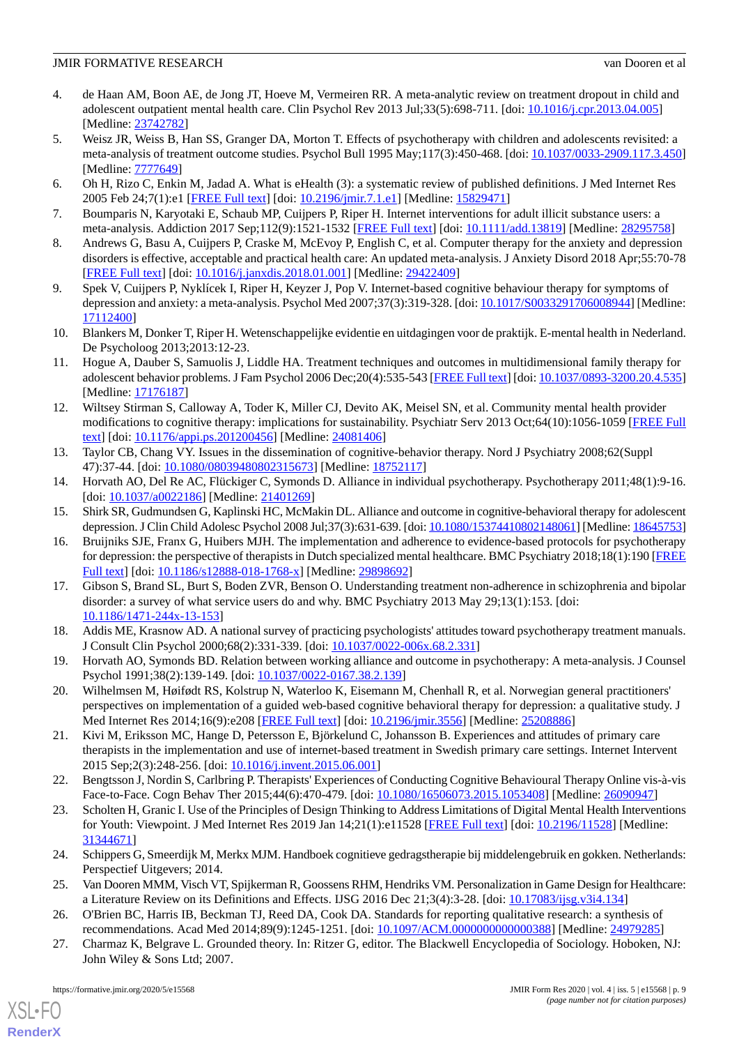4. de Haan AM, Boon AE, de Jong JT, Hoeve M, Vermeiren RR. A meta-analytic review on treatment dropout in child and adolescent outpatient mental health care. Clin Psychol Rev 2013 Jul;33(5):698-711. [doi: 10.1016/j.cpr.2013.04.005] [Medline: 23742782]
5. Weisz JR, Weiss B, Han SS, Granger DA, Morton T. Effects of psychotherapy with children and adolescents revisited: a meta-analysis of treatment outcome studies. Psychol Bull 1995 May;117(3):450-468. [doi: 10.1037/0033-2909.117.3.450] [Medline: 7777649]
6. Oh H, Rizo C, Enkin M, Jadad A. What is eHealth (3): a systematic review of published definitions. J Med Internet Res 2005 Feb 24;7(1):e1 [FREE Full text] [doi: 10.2196/jmir.7.1.e1] [Medline: 15829471]
7. Boumparis N, Karyotaki E, Schaub MP, Cuijpers P, Riper H. Internet interventions for adult illicit substance users: a meta-analysis. Addiction 2017 Sep;112(9):1521-1532 [FREE Full text] [doi: 10.1111/add.13819] [Medline: 28295758]
8. Andrews G, Basu A, Cuijpers P, Craske M, McEvoy P, English C, et al. Computer therapy for the anxiety and depression disorders is effective, acceptable and practical health care: An updated meta-analysis. J Anxiety Disord 2018 Apr;55:70-78 [FREE Full text] [doi: 10.1016/j.janxdis.2018.01.001] [Medline: 29422409]
9. Spek V, Cuijpers P, Nyklícek I, Riper H, Keyzer J, Pop V. Internet-based cognitive behaviour therapy for symptoms of depression and anxiety: a meta-analysis. Psychol Med 2007;37(3):319-328. [doi: 10.1017/S0033291706008944] [Medline: 17112400]
10. Blankers M, Donker T, Riper H. Wetenschappelijke evidentie en uitdagingen voor de praktijk. E-mental health in Nederland. De Psycholoog 2013;2013:12-23.
11. Hogue A, Dauber S, Samuolis J, Liddle HA. Treatment techniques and outcomes in multidimensional family therapy for adolescent behavior problems. J Fam Psychol 2006 Dec;20(4):535-543 [FREE Full text] [doi: 10.1037/0893-3200.20.4.535] [Medline: 17176187]
12. Wiltsey Stirman S, Calloway A, Toder K, Miller CJ, Devito AK, Meisel SN, et al. Community mental health provider modifications to cognitive therapy: implications for sustainability. Psychiatr Serv 2013 Oct;64(10):1056-1059 [FREE Full text] [doi: 10.1176/appi.ps.201200456] [Medline: 24081406]
13. Taylor CB, Chang VY. Issues in the dissemination of cognitive-behavior therapy. Nord J Psychiatry 2008;62(Suppl 47):37-44. [doi: 10.1080/08039480802315673] [Medline: 18752117]
14. Horvath AO, Del Re AC, Flückiger C, Symonds D. Alliance in individual psychotherapy. Psychotherapy 2011;48(1):9-16. [doi: 10.1037/a0022186] [Medline: 21401269]
15. Shirk SR, Gudmundsen G, Kaplinski HC, McMakin DL. Alliance and outcome in cognitive-behavioral therapy for adolescent depression. J Clin Child Adolesc Psychol 2008 Jul;37(3):631-639. [doi: 10.1080/15374410802148061] [Medline: 18645753]
16. Bruijniks SJE, Franx G, Huibers MJH. The implementation and adherence to evidence-based protocols for psychotherapy for depression: the perspective of therapists in Dutch specialized mental healthcare. BMC Psychiatry 2018;18(1):190 [FREE Full text] [doi: 10.1186/s12888-018-1768-x] [Medline: 29898692]
17. Gibson S, Brand SL, Burt S, Boden ZVR, Benson O. Understanding treatment non-adherence in schizophrenia and bipolar disorder: a survey of what service users do and why. BMC Psychiatry 2013 May 29;13(1):153. [doi: 10.1186/1471-244x-13-153]
18. Addis ME, Krasnow AD. A national survey of practicing psychologists' attitudes toward psychotherapy treatment manuals. J Consult Clin Psychol 2000;68(2):331-339. [doi: 10.1037/0022-006x.68.2.331]
19. Horvath AO, Symonds BD. Relation between working alliance and outcome in psychotherapy: A meta-analysis. J Counsel Psychol 1991;38(2):139-149. [doi: 10.1037/0022-0167.38.2.139]
20. Wilhelmsen M, Høifødt RS, Kolstrup N, Waterloo K, Eisemann M, Chenhall R, et al. Norwegian general practitioners' perspectives on implementation of a guided web-based cognitive behavioral therapy for depression: a qualitative study. J Med Internet Res 2014;16(9):e208 [FREE Full text] [doi: 10.2196/jmir.3556] [Medline: 25208886]
21. Kivi M, Eriksson MC, Hange D, Petersson E, Björkelund C, Johansson B. Experiences and attitudes of primary care therapists in the implementation and use of internet-based treatment in Swedish primary care settings. Internet Intervent 2015 Sep;2(3):248-256. [doi: 10.1016/j.invent.2015.06.001]
22. Bengtsson J, Nordin S, Carlbring P. Therapists' Experiences of Conducting Cognitive Behavioural Therapy Online vis-à-vis Face-to-Face. Cogn Behav Ther 2015;44(6):470-479. [doi: 10.1080/16506073.2015.1053408] [Medline: 26090947]
23. Scholten H, Granic I. Use of the Principles of Design Thinking to Address Limitations of Digital Mental Health Interventions for Youth: Viewpoint. J Med Internet Res 2019 Jan 14;21(1):e11528 [FREE Full text] [doi: 10.2196/11528] [Medline: 31344671]
24. Schippers G, Smeerdijk M, Merkx MJM. Handboek cognitieve gedragstherapie bij middelengebruik en gokken. Netherlands: Perspectief Uitgevers; 2014.
25. Van Dooren MMM, Visch VT, Spijkerman R, Goossens RHM, Hendriks VM. Personalization in Game Design for Healthcare: a Literature Review on its Definitions and Effects. IJSG 2016 Dec 21;3(4):3-28. [doi: 10.17083/ijsg.v3i4.134]
26. O'Brien BC, Harris IB, Beckman TJ, Reed DA, Cook DA. Standards for reporting qualitative research: a synthesis of recommendations. Acad Med 2014;89(9):1245-1251. [doi: 10.1097/ACM.0000000000000388] [Medline: 24979285]
27. Charmaz K, Belgrave L. Grounded theory. In: Ritzer G, editor. The Blackwell Encyclopedia of Sociology. Hoboken, NJ: John Wiley & Sons Ltd; 2007.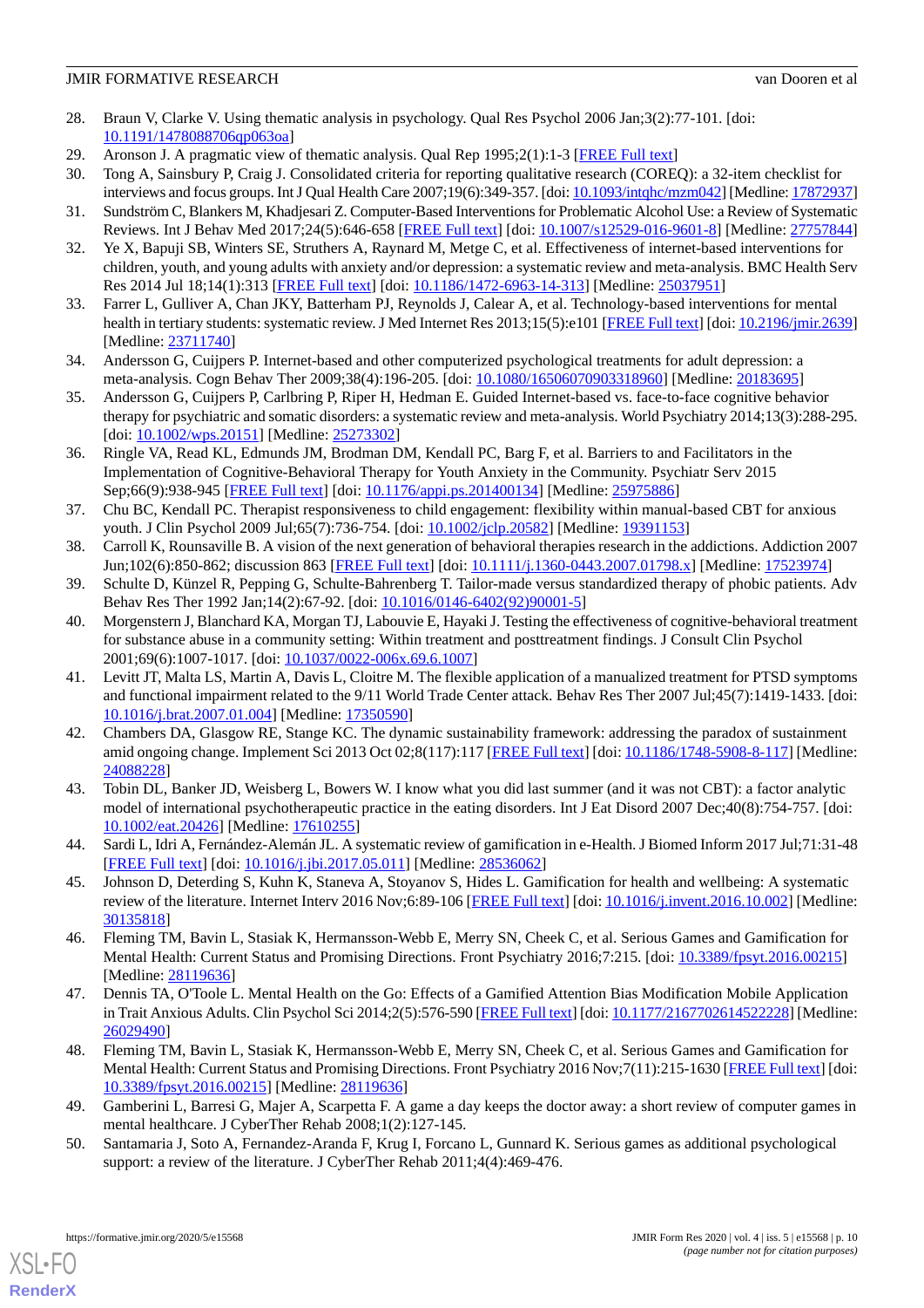28. Braun V, Clarke V. Using thematic analysis in psychology. Qual Res Psychol 2006 Jan;3(2):77-101. [doi: 10.1191/1478088706qp063oa]
29. Aronson J. A pragmatic view of thematic analysis. Qual Rep 1995;2(1):1-3 [FREE Full text]
30. Tong A, Sainsbury P, Craig J. Consolidated criteria for reporting qualitative research (COREQ): a 32-item checklist for interviews and focus groups. Int J Qual Health Care 2007;19(6):349-357. [doi: 10.1093/intqhc/mzm042] [Medline: 17872937]
31. Sundström C, Blankers M, Khadjesari Z. Computer-Based Interventions for Problematic Alcohol Use: a Review of Systematic Reviews. Int J Behav Med 2017;24(5):646-658 [FREE Full text] [doi: 10.1007/s12529-016-9601-8] [Medline: 27757844]
32. Ye X, Bapuji SB, Winters SE, Struthers A, Raynard M, Metge C, et al. Effectiveness of internet-based interventions for children, youth, and young adults with anxiety and/or depression: a systematic review and meta-analysis. BMC Health Serv Res 2014 Jul 18;14(1):313 [FREE Full text] [doi: 10.1186/1472-6963-14-313] [Medline: 25037951]
33. Farrer L, Gulliver A, Chan JKY, Batterham PJ, Reynolds J, Calear A, et al. Technology-based interventions for mental health in tertiary students: systematic review. J Med Internet Res 2013;15(5):e101 [FREE Full text] [doi: 10.2196/jmir.2639] [Medline: 23711740]
34. Andersson G, Cuijpers P. Internet-based and other computerized psychological treatments for adult depression: a meta-analysis. Cogn Behav Ther 2009;38(4):196-205. [doi: 10.1080/16506070903318960] [Medline: 20183695]
35. Andersson G, Cuijpers P, Carlbring P, Riper H, Hedman E. Guided Internet-based vs. face-to-face cognitive behavior therapy for psychiatric and somatic disorders: a systematic review and meta-analysis. World Psychiatry 2014;13(3):288-295. [doi: 10.1002/wps.20151] [Medline: 25273302]
36. Ringle VA, Read KL, Edmunds JM, Brodman DM, Kendall PC, Barg F, et al. Barriers to and Facilitators in the Implementation of Cognitive-Behavioral Therapy for Youth Anxiety in the Community. Psychiatr Serv 2015 Sep;66(9):938-945 [FREE Full text] [doi: 10.1176/appi.ps.201400134] [Medline: 25975886]
37. Chu BC, Kendall PC. Therapist responsiveness to child engagement: flexibility within manual-based CBT for anxious youth. J Clin Psychol 2009 Jul;65(7):736-754. [doi: 10.1002/jclp.20582] [Medline: 19391153]
38. Carroll K, Rounsaville B. A vision of the next generation of behavioral therapies research in the addictions. Addiction 2007 Jun;102(6):850-862; discussion 863 [FREE Full text] [doi: 10.1111/j.1360-0443.2007.01798.x] [Medline: 17523974]
39. Schulte D, Künzel R, Pepping G, Schulte-Bahrenberg T. Tailor-made versus standardized therapy of phobic patients. Adv Behav Res Ther 1992 Jan;14(2):67-92. [doi: 10.1016/0146-6402(92)90001-5]
40. Morgenstern J, Blanchard KA, Morgan TJ, Labouvie E, Hayaki J. Testing the effectiveness of cognitive-behavioral treatment for substance abuse in a community setting: Within treatment and posttreatment findings. J Consult Clin Psychol 2001;69(6):1007-1017. [doi: 10.1037/0022-006x.69.6.1007]
41. Levitt JT, Malta LS, Martin A, Davis L, Cloitre M. The flexible application of a manualized treatment for PTSD symptoms and functional impairment related to the 9/11 World Trade Center attack. Behav Res Ther 2007 Jul;45(7):1419-1433. [doi: 10.1016/j.brat.2007.01.004] [Medline: 17350590]
42. Chambers DA, Glasgow RE, Stange KC. The dynamic sustainability framework: addressing the paradox of sustainment amid ongoing change. Implement Sci 2013 Oct 02;8(117):117 [FREE Full text] [doi: 10.1186/1748-5908-8-117] [Medline: 24088228]
43. Tobin DL, Banker JD, Weisberg L, Bowers W. I know what you did last summer (and it was not CBT): a factor analytic model of international psychotherapeutic practice in the eating disorders. Int J Eat Disord 2007 Dec;40(8):754-757. [doi: 10.1002/eat.20426] [Medline: 17610255]
44. Sardi L, Idri A, Fernández-Alemán JL. A systematic review of gamification in e-Health. J Biomed Inform 2017 Jul;71:31-48 [FREE Full text] [doi: 10.1016/j.jbi.2017.05.011] [Medline: 28536062]
45. Johnson D, Deterding S, Kuhn K, Staneva A, Stoyanov S, Hides L. Gamification for health and wellbeing: A systematic review of the literature. Internet Interv 2016 Nov;6:89-106 [FREE Full text] [doi: 10.1016/j.invent.2016.10.002] [Medline: 30135818]
46. Fleming TM, Bavin L, Stasiak K, Hermansson-Webb E, Merry SN, Cheek C, et al. Serious Games and Gamification for Mental Health: Current Status and Promising Directions. Front Psychiatry 2016;7:215. [doi: 10.3389/fpsyt.2016.00215] [Medline: 28119636]
47. Dennis TA, O'Toole L. Mental Health on the Go: Effects of a Gamified Attention Bias Modification Mobile Application in Trait Anxious Adults. Clin Psychol Sci 2014;2(5):576-590 [FREE Full text] [doi: 10.1177/2167702614522228] [Medline: 26029490]
48. Fleming TM, Bavin L, Stasiak K, Hermansson-Webb E, Merry SN, Cheek C, et al. Serious Games and Gamification for Mental Health: Current Status and Promising Directions. Front Psychiatry 2016 Nov;7(11):215-1630 [FREE Full text] [doi: 10.3389/fpsyt.2016.00215] [Medline: 28119636]
49. Gamberini L, Barresi G, Majer A, Scarpetta F. A game a day keeps the doctor away: a short review of computer games in mental healthcare. J CyberTher Rehab 2008;1(2):127-145.
50. Santamaria J, Soto A, Fernandez-Aranda F, Krug I, Forcano L, Gunnard K. Serious games as additional psychological support: a review of the literature. J CyberTher Rehab 2011;4(4):469-476.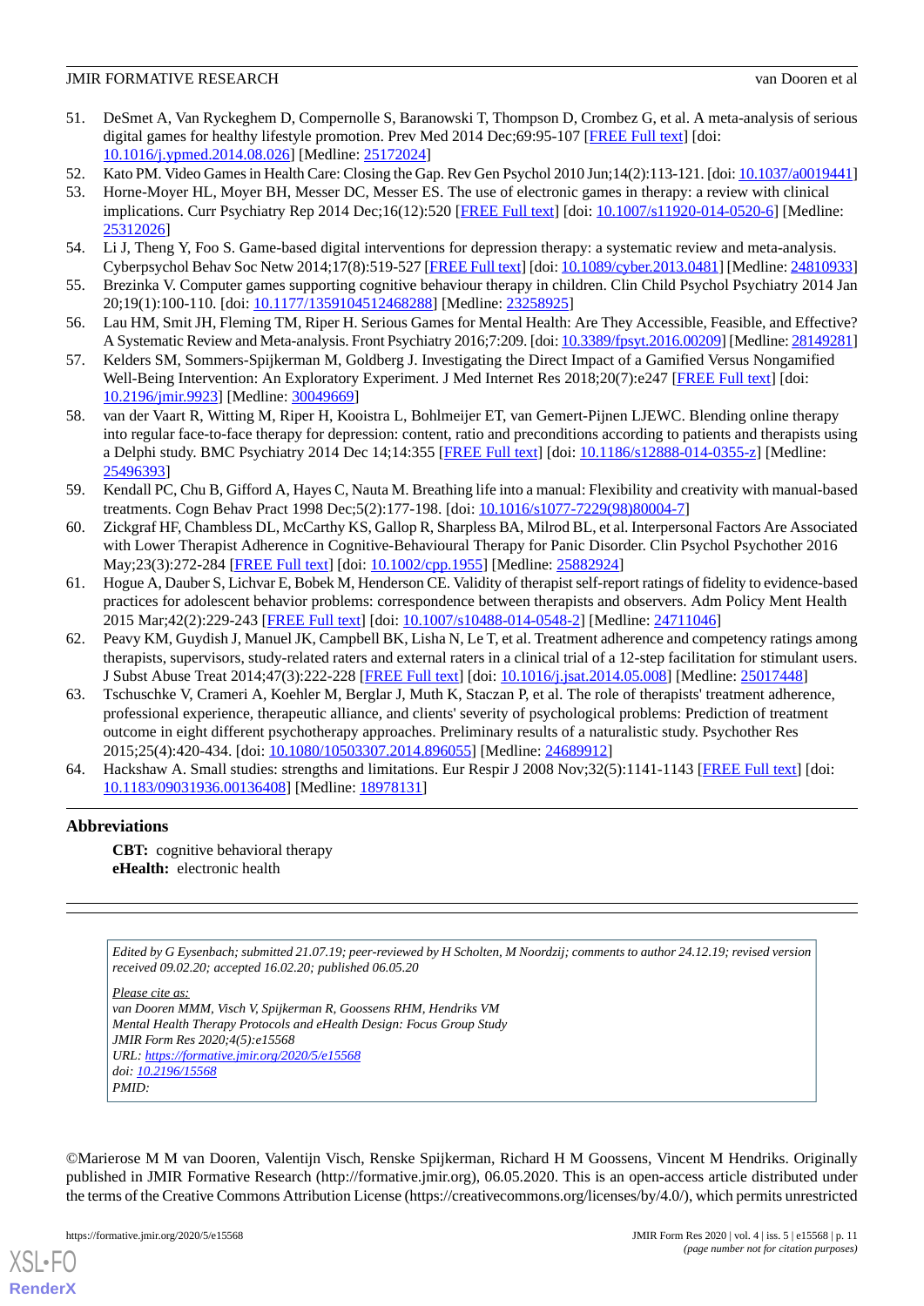51. DeSmet A, Van Ryckeghem D, Compernolle S, Baranowski T, Thompson D, Crombez G, et al. A meta-analysis of serious digital games for healthy lifestyle promotion. Prev Med 2014 Dec;69:95-107 [FREE Full text] [doi: 10.1016/j.ypmed.2014.08.026] [Medline: 25172024]
52. Kato PM. Video Games in Health Care: Closing the Gap. Rev Gen Psychol 2010 Jun;14(2):113-121. [doi: 10.1037/a0019441]
53. Horne-Moyer HL, Moyer BH, Messer DC, Messer ES. The use of electronic games in therapy: a review with clinical implications. Curr Psychiatry Rep 2014 Dec;16(12):520 [FREE Full text] [doi: 10.1007/s11920-014-0520-6] [Medline: 25312026]
54. Li J, Theng Y, Foo S. Game-based digital interventions for depression therapy: a systematic review and meta-analysis. Cyberpsychol Behav Soc Netw 2014;17(8):519-527 [FREE Full text] [doi: 10.1089/cyber.2013.0481] [Medline: 24810933]
55. Brezinka V. Computer games supporting cognitive behaviour therapy in children. Clin Child Psychol Psychiatry 2014 Jan 20;19(1):100-110. [doi: 10.1177/1359104512468288] [Medline: 23258925]
56. Lau HM, Smit JH, Fleming TM, Riper H. Serious Games for Mental Health: Are They Accessible, Feasible, and Effective? A Systematic Review and Meta-analysis. Front Psychiatry 2016;7:209. [doi: 10.3389/fpsyt.2016.00209] [Medline: 28149281]
57. Kelders SM, Sommers-Spijkerman M, Goldberg J. Investigating the Direct Impact of a Gamified Versus Nongamified Well-Being Intervention: An Exploratory Experiment. J Med Internet Res 2018;20(7):e247 [FREE Full text] [doi: 10.2196/jmir.9923] [Medline: 30049669]
58. van der Vaart R, Witting M, Riper H, Kooistra L, Bohlmeijer ET, van Gemert-Pijnen LJEWC. Blending online therapy into regular face-to-face therapy for depression: content, ratio and preconditions according to patients and therapists using a Delphi study. BMC Psychiatry 2014 Dec 14;14:355 [FREE Full text] [doi: 10.1186/s12888-014-0355-z] [Medline: 25496393]
59. Kendall PC, Chu B, Gifford A, Hayes C, Nauta M. Breathing life into a manual: Flexibility and creativity with manual-based treatments. Cogn Behav Pract 1998 Dec;5(2):177-198. [doi: 10.1016/s1077-7229(98)80004-7]
60. Zickgraf HF, Chambless DL, McCarthy KS, Gallop R, Sharpless BA, Milrod BL, et al. Interpersonal Factors Are Associated with Lower Therapist Adherence in Cognitive-Behavioural Therapy for Panic Disorder. Clin Psychol Psychother 2016 May;23(3):272-284 [FREE Full text] [doi: 10.1002/cpp.1955] [Medline: 25882924]
61. Hogue A, Dauber S, Lichvar E, Bobek M, Henderson CE. Validity of therapist self-report ratings of fidelity to evidence-based practices for adolescent behavior problems: correspondence between therapists and observers. Adm Policy Ment Health 2015 Mar;42(2):229-243 [FREE Full text] [doi: 10.1007/s10488-014-0548-2] [Medline: 24711046]
62. Peavy KM, Guydish J, Manuel JK, Campbell BK, Lisha N, Le T, et al. Treatment adherence and competency ratings among therapists, supervisors, study-related raters and external raters in a clinical trial of a 12-step facilitation for stimulant users. J Subst Abuse Treat 2014;47(3):222-228 [FREE Full text] [doi: 10.1016/j.jsat.2014.05.008] [Medline: 25017448]
63. Tschuschke V, Crameri A, Koehler M, Berglar J, Muth K, Staczan P, et al. The role of therapists' treatment adherence, professional experience, therapeutic alliance, and clients' severity of psychological problems: Prediction of treatment outcome in eight different psychotherapy approaches. Preliminary results of a naturalistic study. Psychother Res 2015;25(4):420-434. [doi: 10.1080/10503307.2014.896055] [Medline: 24689912]
64. Hackshaw A. Small studies: strengths and limitations. Eur Respir J 2008 Nov;32(5):1141-1143 [FREE Full text] [doi: 10.1183/09031936.00136408] [Medline: 18978131]

## Abbreviations

**CBT:** cognitive behavioral therapy
**eHealth:** electronic health

*Edited by G Eysenbach; submitted 21.07.19; peer-reviewed by H Scholten, M Noordzij; comments to author 24.12.19; revised version received 09.02.20; accepted 16.02.20; published 06.05.20*

*Please cite as:*
*van Dooren MMM, Visch V, Spijkerman R, Goossens RHM, Hendriks VM*
*Mental Health Therapy Protocols and eHealth Design: Focus Group Study*
*JMIR Form Res 2020;4(5):e15568*
*URL: https://formative.jmir.org/2020/5/e15568*
*doi: 10.2196/15568*
*PMID:*

©Marierose M M van Dooren, Valentijn Visch, Renske Spijkerman, Richard H M Goossens, Vincent M Hendriks. Originally published in JMIR Formative Research (http://formative.jmir.org), 06.05.2020. This is an open-access article distributed under the terms of the Creative Commons Attribution License (https://creativecommons.org/licenses/by/4.0/), which permits unrestricted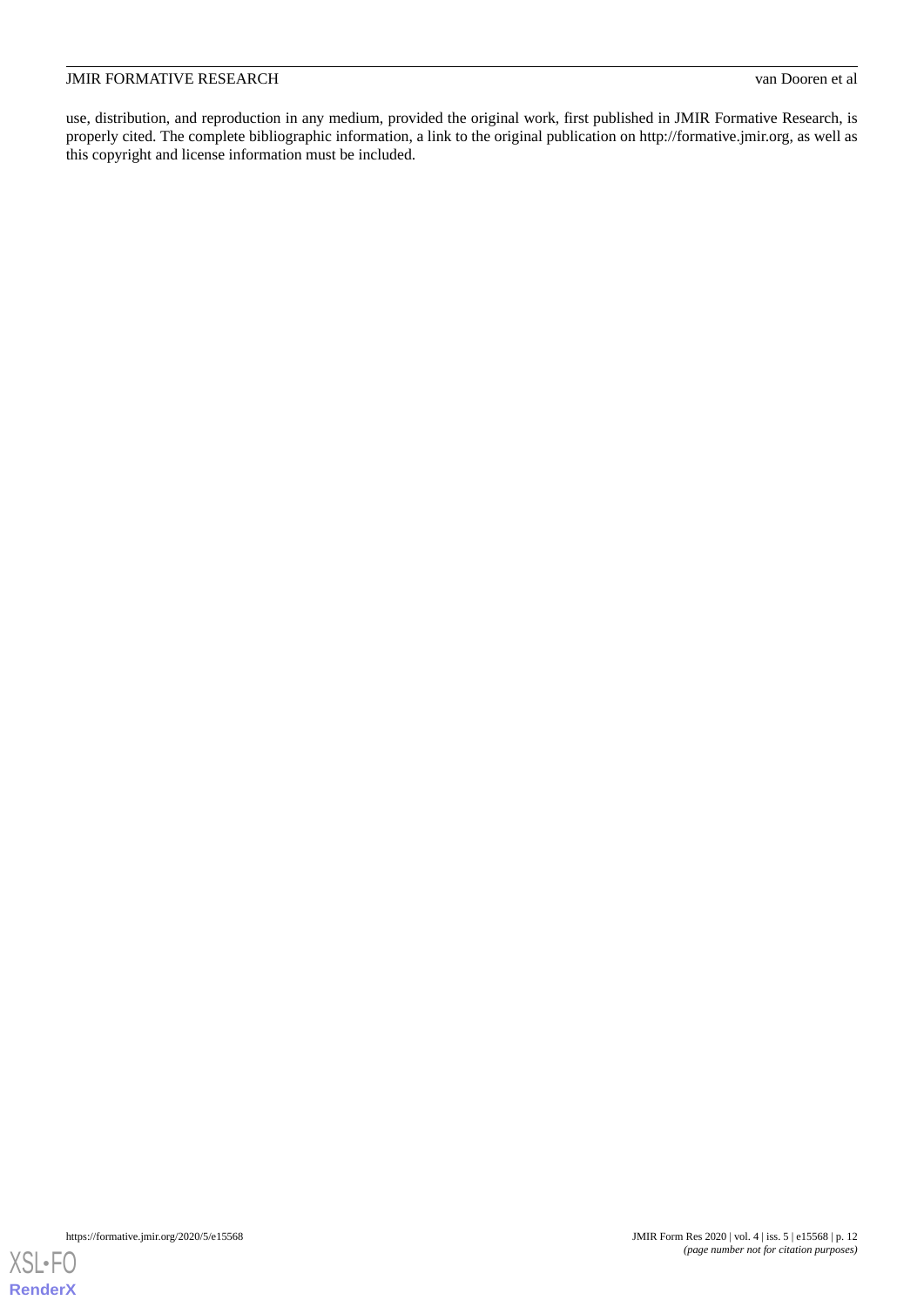use, distribution, and reproduction in any medium, provided the original work, first published in JMIR Formative Research, is properly cited. The complete bibliographic information, a link to the original publication on http://formative.jmir.org, as well as this copyright and license information must be included.